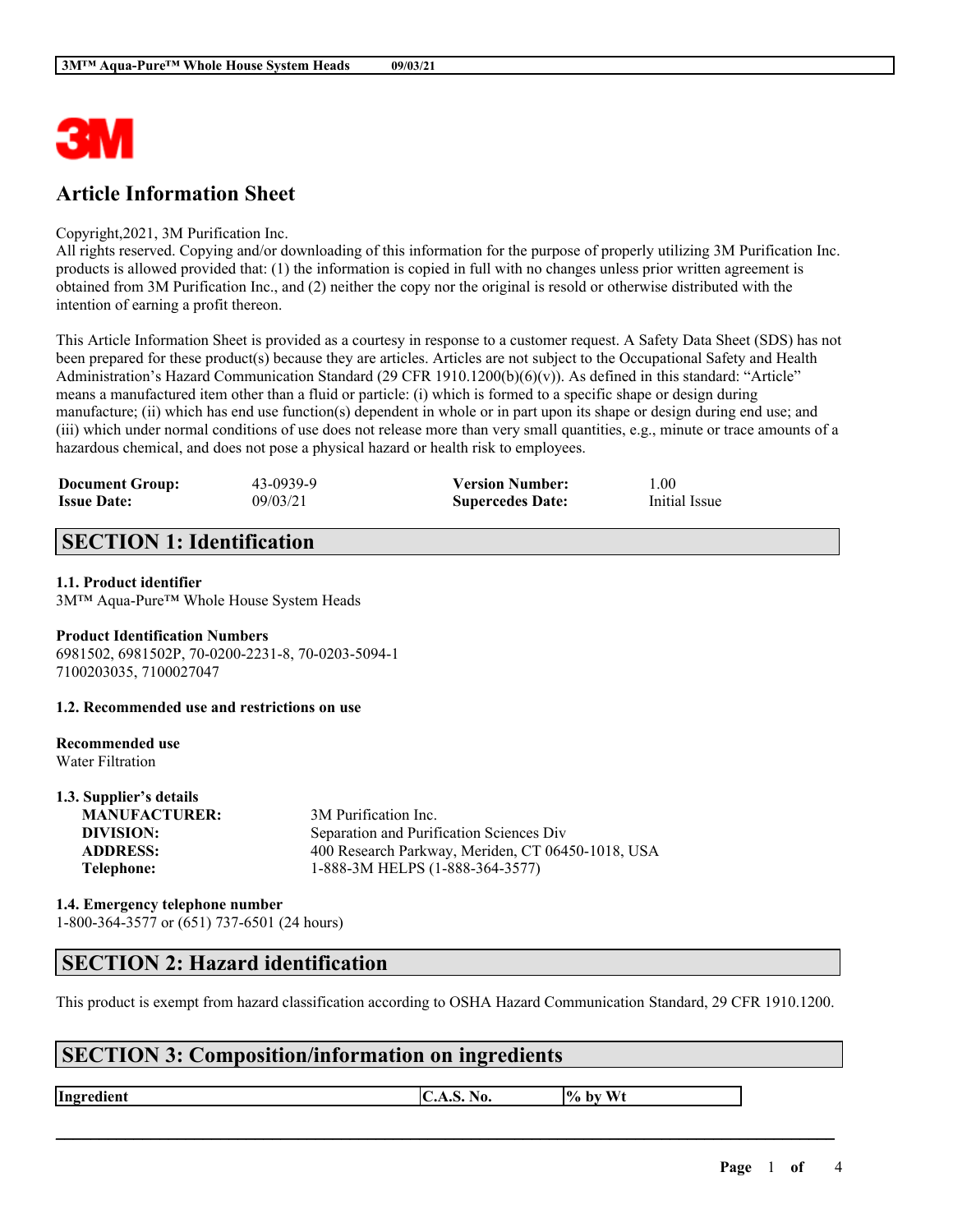# Article Information Sheet

Copyright,2021, 3M Purification Inc.
All rights reserved. Copying and/or downloading of this information for the purpose of properly utilizing 3M Purification Inc. products is allowed provided that: (1) the information is copied in full with no changes unless prior written agreement is obtained from 3M Purification Inc., and (2) neither the copy nor the original is resold or otherwise distributed with the intention of earning a profit thereon.

This Article Information Sheet is provided as a courtesy in response to a customer request. A Safety Data Sheet (SDS) has not been prepared for these product(s) because they are articles. Articles are not subject to the Occupational Safety and Health Administration's Hazard Communication Standard (29 CFR 1910.1200(b)(6)(v)). As defined in this standard: "Article" means a manufactured item other than a fluid or particle: (i) which is formed to a specific shape or design during manufacture; (ii) which has end use function(s) dependent in whole or in part upon its shape or design during end use; and (iii) which under normal conditions of use does not release more than very small quantities, e.g., minute or trace amounts of a hazardous chemical, and does not pose a physical hazard or health risk to employees.

| | | | |
|---|---|---|---|
| **Document Group:** | 43-0939-9 | **Version Number:** | 1.00 |
| **Issue Date:** | 09/03/21 | **Supercedes Date:** | Initial Issue |

## SECTION 1: Identification

### 1.1. Product identifier

3M™ Aqua-Pure™ Whole House System Heads

**Product Identification Numbers**
6981502, 6981502P, 70-0200-2231-8, 70-0203-5094-1
7100203035, 7100027047

### 1.2. Recommended use and restrictions on use

**Recommended use**
Water Filtration

### 1.3. Supplier's details

| | |
|---|---|
| **MANUFACTURER:** | 3M Purification Inc. |
| **DIVISION:** | Separation and Purification Sciences Div |
| **ADDRESS:** | 400 Research Parkway, Meriden, CT 06450-1018, USA |
| **Telephone:** | 1-888-3M HELPS (1-888-364-3577) |

### 1.4. Emergency telephone number

1-800-364-3577 or (651) 737-6501 (24 hours)

## SECTION 2: Hazard identification

This product is exempt from hazard classification according to OSHA Hazard Communication Standard, 29 CFR 1910.1200.

## SECTION 3: Composition/information on ingredients

| Ingredient | C.A.S. No. | % by Wt |
|---|---|---|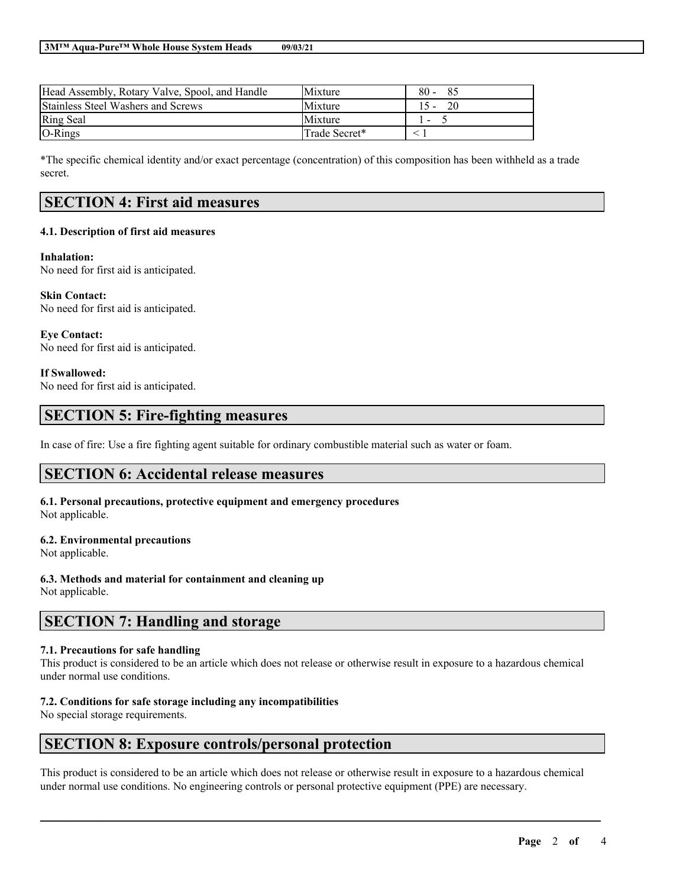| Head Assembly, Rotary Valve, Spool, and Handle | Mixture | 80 - 85 |
| --- | --- | --- |
| Stainless Steel Washers and Screws | Mixture | 15 - 20 |
| Ring Seal | Mixture | 1 - 5 |
| O-Rings | Trade Secret* | < 1 |

*The specific chemical identity and/or exact percentage (concentration) of this composition has been withheld as a trade secret.

## SECTION 4: First aid measures

### 4.1. Description of first aid measures

**Inhalation:**
No need for first aid is anticipated.

**Skin Contact:**
No need for first aid is anticipated.

**Eye Contact:**
No need for first aid is anticipated.

**If Swallowed:**
No need for first aid is anticipated.

## SECTION 5: Fire-fighting measures

In case of fire: Use a fire fighting agent suitable for ordinary combustible material such as water or foam.

## SECTION 6: Accidental release measures

### 6.1. Personal precautions, protective equipment and emergency procedures
Not applicable.

### 6.2. Environmental precautions
Not applicable.

### 6.3. Methods and material for containment and cleaning up
Not applicable.

## SECTION 7: Handling and storage

### 7.1. Precautions for safe handling
This product is considered to be an article which does not release or otherwise result in exposure to a hazardous chemical under normal use conditions.

### 7.2. Conditions for safe storage including any incompatibilities
No special storage requirements.

## SECTION 8: Exposure controls/personal protection

This product is considered to be an article which does not release or otherwise result in exposure to a hazardous chemical under normal use conditions. No engineering controls or personal protective equipment (PPE) are necessary.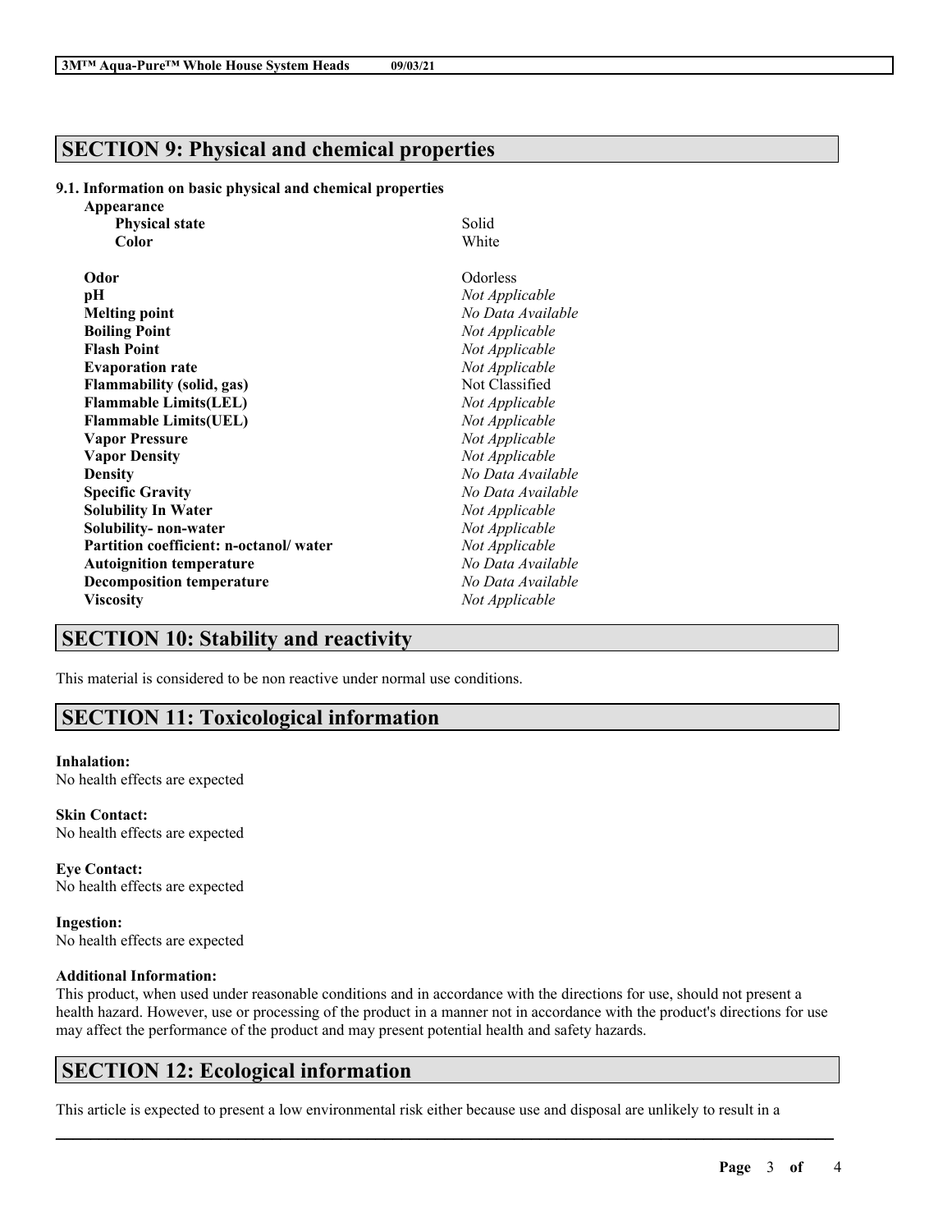## SECTION 9: Physical and chemical properties

**9.1. Information on basic physical and chemical properties**

| | |
|---|---|
| **Appearance** | |
| **Physical state** | Solid |
| **Color** | White |
| **Odor** | Odorless |
| **pH** | *Not Applicable* |
| **Melting point** | *No Data Available* |
| **Boiling Point** | *Not Applicable* |
| **Flash Point** | *Not Applicable* |
| **Evaporation rate** | *Not Applicable* |
| **Flammability (solid, gas)** | Not Classified |
| **Flammable Limits(LEL)** | *Not Applicable* |
| **Flammable Limits(UEL)** | *Not Applicable* |
| **Vapor Pressure** | *Not Applicable* |
| **Vapor Density** | *Not Applicable* |
| **Density** | *No Data Available* |
| **Specific Gravity** | *No Data Available* |
| **Solubility In Water** | *Not Applicable* |
| **Solubility- non-water** | *Not Applicable* |
| **Partition coefficient: n-octanol/ water** | *Not Applicable* |
| **Autoignition temperature** | *No Data Available* |
| **Decomposition temperature** | *No Data Available* |
| **Viscosity** | *Not Applicable* |

## SECTION 10: Stability and reactivity

This material is considered to be non reactive under normal use conditions.

## SECTION 11: Toxicological information

**Inhalation:**
No health effects are expected

**Skin Contact:**
No health effects are expected

**Eye Contact:**
No health effects are expected

**Ingestion:**
No health effects are expected

**Additional Information:**
This product, when used under reasonable conditions and in accordance with the directions for use, should not present a health hazard. However, use or processing of the product in a manner not in accordance with the product's directions for use may affect the performance of the product and may present potential health and safety hazards.

## SECTION 12: Ecological information

This article is expected to present a low environmental risk either because use and disposal are unlikely to result in a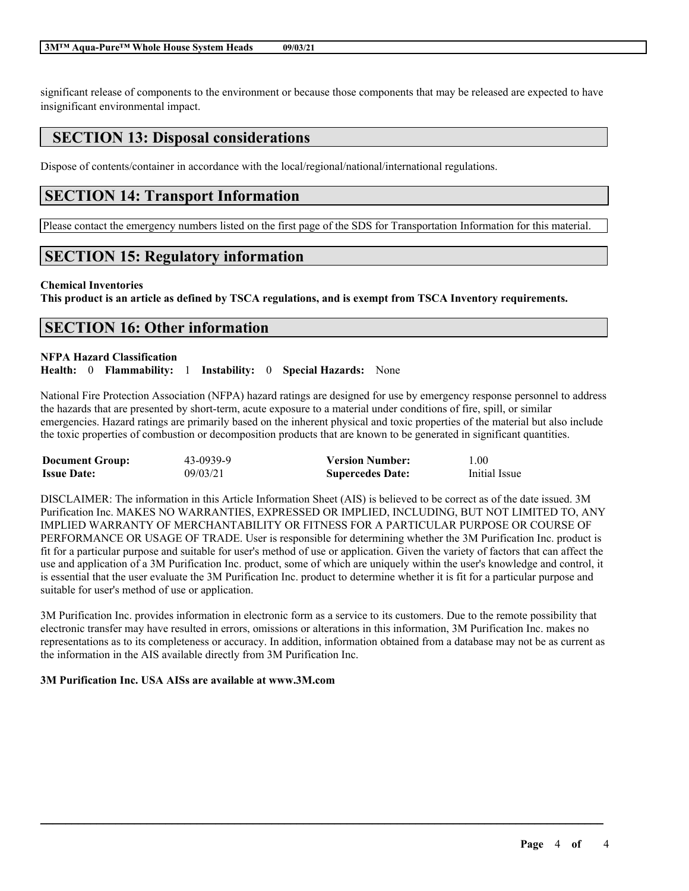significant release of components to the environment or because those components that may be released are expected to have insignificant environmental impact.

## SECTION 13: Disposal considerations

Dispose of contents/container in accordance with the local/regional/national/international regulations.

## SECTION 14: Transport Information

Please contact the emergency numbers listed on the first page of the SDS for Transportation Information for this material.

## SECTION 15: Regulatory information

**Chemical Inventories**
**This product is an article as defined by TSCA regulations, and is exempt from TSCA Inventory requirements.**

## SECTION 16: Other information

**NFPA Hazard Classification**
**Health:** 0 **Flammability:** 1 **Instability:** 0 **Special Hazards:** None

National Fire Protection Association (NFPA) hazard ratings are designed for use by emergency response personnel to address the hazards that are presented by short-term, acute exposure to a material under conditions of fire, spill, or similar emergencies. Hazard ratings are primarily based on the inherent physical and toxic properties of the material but also include the toxic properties of combustion or decomposition products that are known to be generated in significant quantities.

| | | | |
|---|---|---|---|
| **Document Group:** | 43-0939-9 | **Version Number:** | 1.00 |
| **Issue Date:** | 09/03/21 | **Supercedes Date:** | Initial Issue |

DISCLAIMER: The information in this Article Information Sheet (AIS) is believed to be correct as of the date issued. 3M Purification Inc. MAKES NO WARRANTIES, EXPRESSED OR IMPLIED, INCLUDING, BUT NOT LIMITED TO, ANY IMPLIED WARRANTY OF MERCHANTABILITY OR FITNESS FOR A PARTICULAR PURPOSE OR COURSE OF PERFORMANCE OR USAGE OF TRADE. User is responsible for determining whether the 3M Purification Inc. product is fit for a particular purpose and suitable for user's method of use or application. Given the variety of factors that can affect the use and application of a 3M Purification Inc. product, some of which are uniquely within the user's knowledge and control, it is essential that the user evaluate the 3M Purification Inc. product to determine whether it is fit for a particular purpose and suitable for user's method of use or application.

3M Purification Inc. provides information in electronic form as a service to its customers. Due to the remote possibility that electronic transfer may have resulted in errors, omissions or alterations in this information, 3M Purification Inc. makes no representations as to its completeness or accuracy. In addition, information obtained from a database may not be as current as the information in the AIS available directly from 3M Purification Inc.

**3M Purification Inc. USA AISs are available at www.3M.com**